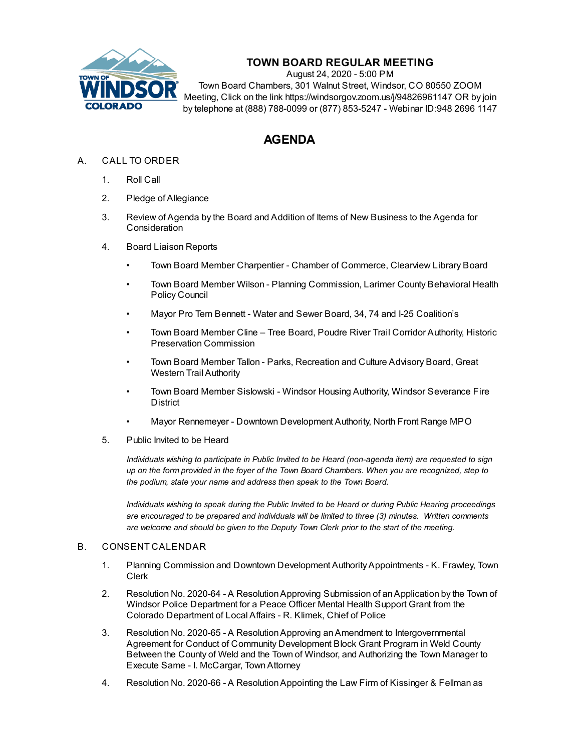# TOWN BOARD REGULAR MEETING

August 24, 2020 - 5:00 PM

Town Board Chambers, 301 Walnut Street, Windsor, CO 80550 ZOOM Meeting, Click on the link https://windsorgov.zoom.us/j/94826961147 OR by join by telephone at (888) 788-0099 or (877) 853-5247 - Webinar ID:948 2696 1147

## AGENDA

A. CALL TO ORDER

1. Roll Call
2. Pledge of Allegiance
3. Review of Agenda by the Board and Addition of Items of New Business to the Agenda for Consideration
4. Board Liaison Reports
    - Town Board Member Charpentier - Chamber of Commerce, Clearview Library Board
    - Town Board Member Wilson - Planning Commission, Larimer County Behavioral Health Policy Council
    - Mayor Pro Tem Bennett - Water and Sewer Board, 34, 74 and I-25 Coalition's
    - Town Board Member Cline – Tree Board, Poudre River Trail Corridor Authority, Historic Preservation Commission
    - Town Board Member Tallon - Parks, Recreation and Culture Advisory Board, Great Western Trail Authority
    - Town Board Member Sislowski - Windsor Housing Authority, Windsor Severance Fire District
    - Mayor Rennemeyer - Downtown Development Authority, North Front Range MPO
5. Public Invited to be Heard

   *Individuals wishing to participate in Public Invited to be Heard (non-agenda item) are requested to sign up on the form provided in the foyer of the Town Board Chambers. When you are recognized, step to the podium, state your name and address then speak to the Town Board.*

   *Individuals wishing to speak during the Public Invited to be Heard or during Public Hearing proceedings are encouraged to be prepared and individuals will be limited to three (3) minutes. Written comments are welcome and should be given to the Deputy Town Clerk prior to the start of the meeting.*

B. CONSENT CALENDAR

1. Planning Commission and Downtown Development Authority Appointments - K. Frawley, Town Clerk
2. Resolution No. 2020-64 - A Resolution Approving Submission of an Application by the Town of Windsor Police Department for a Peace Officer Mental Health Support Grant from the Colorado Department of Local Affairs - R. Klimek, Chief of Police
3. Resolution No. 2020-65 - A Resolution Approving an Amendment to Intergovernmental Agreement for Conduct of Community Development Block Grant Program in Weld County Between the County of Weld and the Town of Windsor, and Authorizing the Town Manager to Execute Same - I. McCargar, Town Attorney
4. Resolution No. 2020-66 - A Resolution Appointing the Law Firm of Kissinger & Fellman as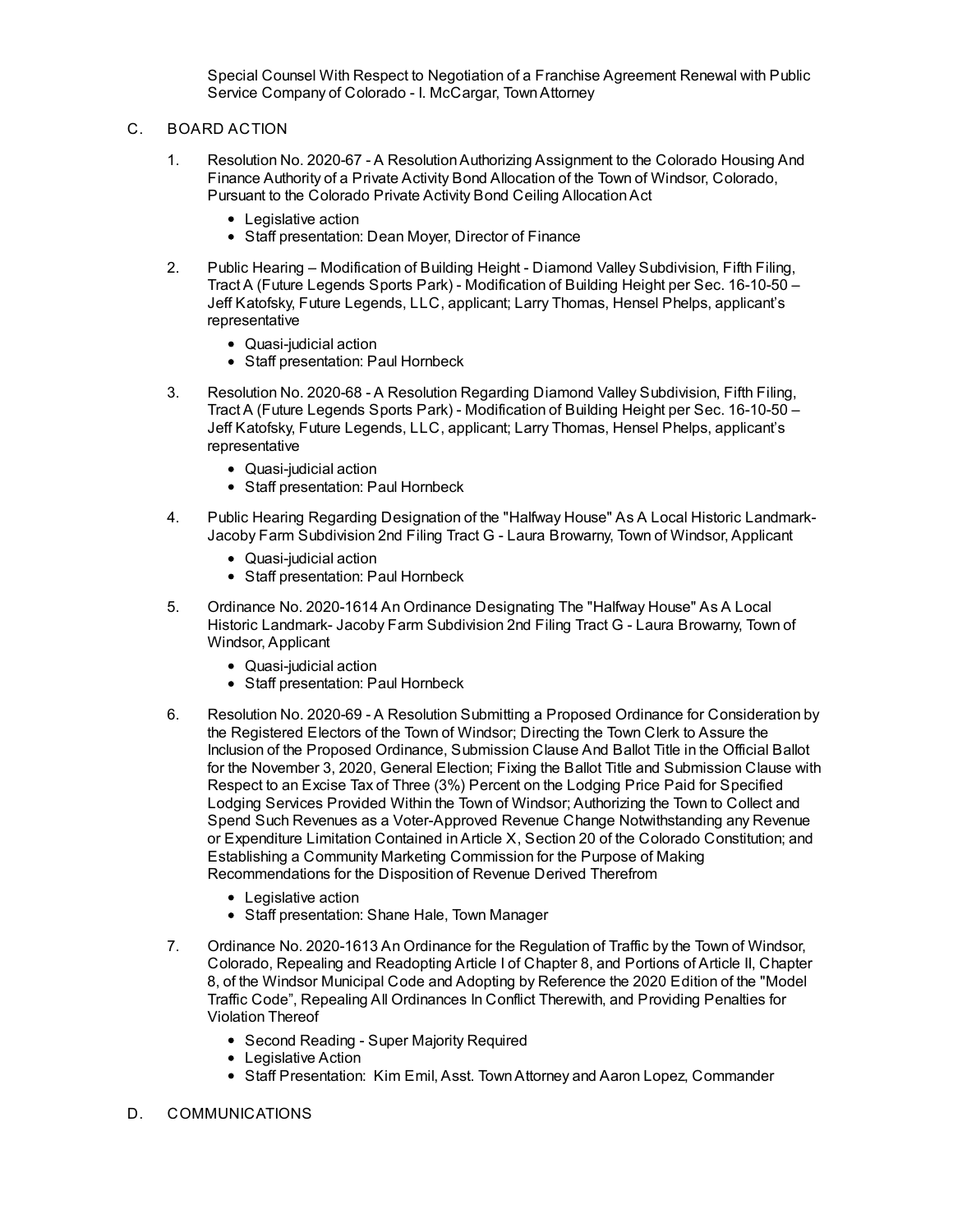Special Counsel With Respect to Negotiation of a Franchise Agreement Renewal with Public Service Company of Colorado - I. McCargar, Town Attorney

C. BOARD ACTION

1. Resolution No. 2020-67 - A Resolution Authorizing Assignment to the Colorado Housing And Finance Authority of a Private Activity Bond Allocation of the Town of Windsor, Colorado, Pursuant to the Colorado Private Activity Bond Ceiling Allocation Act
   - Legislative action
   - Staff presentation: Dean Moyer, Director of Finance

2. Public Hearing – Modification of Building Height - Diamond Valley Subdivision, Fifth Filing, Tract A (Future Legends Sports Park) - Modification of Building Height per Sec. 16-10-50 – Jeff Katofsky, Future Legends, LLC, applicant; Larry Thomas, Hensel Phelps, applicant's representative
   - Quasi-judicial action
   - Staff presentation: Paul Hornbeck

3. Resolution No. 2020-68 - A Resolution Regarding Diamond Valley Subdivision, Fifth Filing, Tract A (Future Legends Sports Park) - Modification of Building Height per Sec. 16-10-50 – Jeff Katofsky, Future Legends, LLC, applicant; Larry Thomas, Hensel Phelps, applicant's representative
   - Quasi-judicial action
   - Staff presentation: Paul Hornbeck

4. Public Hearing Regarding Designation of the "Halfway House" As A Local Historic Landmark- Jacoby Farm Subdivision 2nd Filing Tract G - Laura Browarny, Town of Windsor, Applicant
   - Quasi-judicial action
   - Staff presentation: Paul Hornbeck

5. Ordinance No. 2020-1614 An Ordinance Designating The "Halfway House" As A Local Historic Landmark- Jacoby Farm Subdivision 2nd Filing Tract G - Laura Browarny, Town of Windsor, Applicant
   - Quasi-judicial action
   - Staff presentation: Paul Hornbeck

6. Resolution No. 2020-69 - A Resolution Submitting a Proposed Ordinance for Consideration by the Registered Electors of the Town of Windsor; Directing the Town Clerk to Assure the Inclusion of the Proposed Ordinance, Submission Clause And Ballot Title in the Official Ballot for the November 3, 2020, General Election; Fixing the Ballot Title and Submission Clause with Respect to an Excise Tax of Three (3%) Percent on the Lodging Price Paid for Specified Lodging Services Provided Within the Town of Windsor; Authorizing the Town to Collect and Spend Such Revenues as a Voter-Approved Revenue Change Notwithstanding any Revenue or Expenditure Limitation Contained in Article X, Section 20 of the Colorado Constitution; and Establishing a Community Marketing Commission for the Purpose of Making Recommendations for the Disposition of Revenue Derived Therefrom
   - Legislative action
   - Staff presentation: Shane Hale, Town Manager

7. Ordinance No. 2020-1613 An Ordinance for the Regulation of Traffic by the Town of Windsor, Colorado, Repealing and Readopting Article I of Chapter 8, and Portions of Article II, Chapter 8, of the Windsor Municipal Code and Adopting by Reference the 2020 Edition of the "Model Traffic Code", Repealing All Ordinances In Conflict Therewith, and Providing Penalties for Violation Thereof
   - Second Reading - Super Majority Required
   - Legislative Action
   - Staff Presentation: Kim Emil, Asst. Town Attorney and Aaron Lopez, Commander

D. COMMUNICATIONS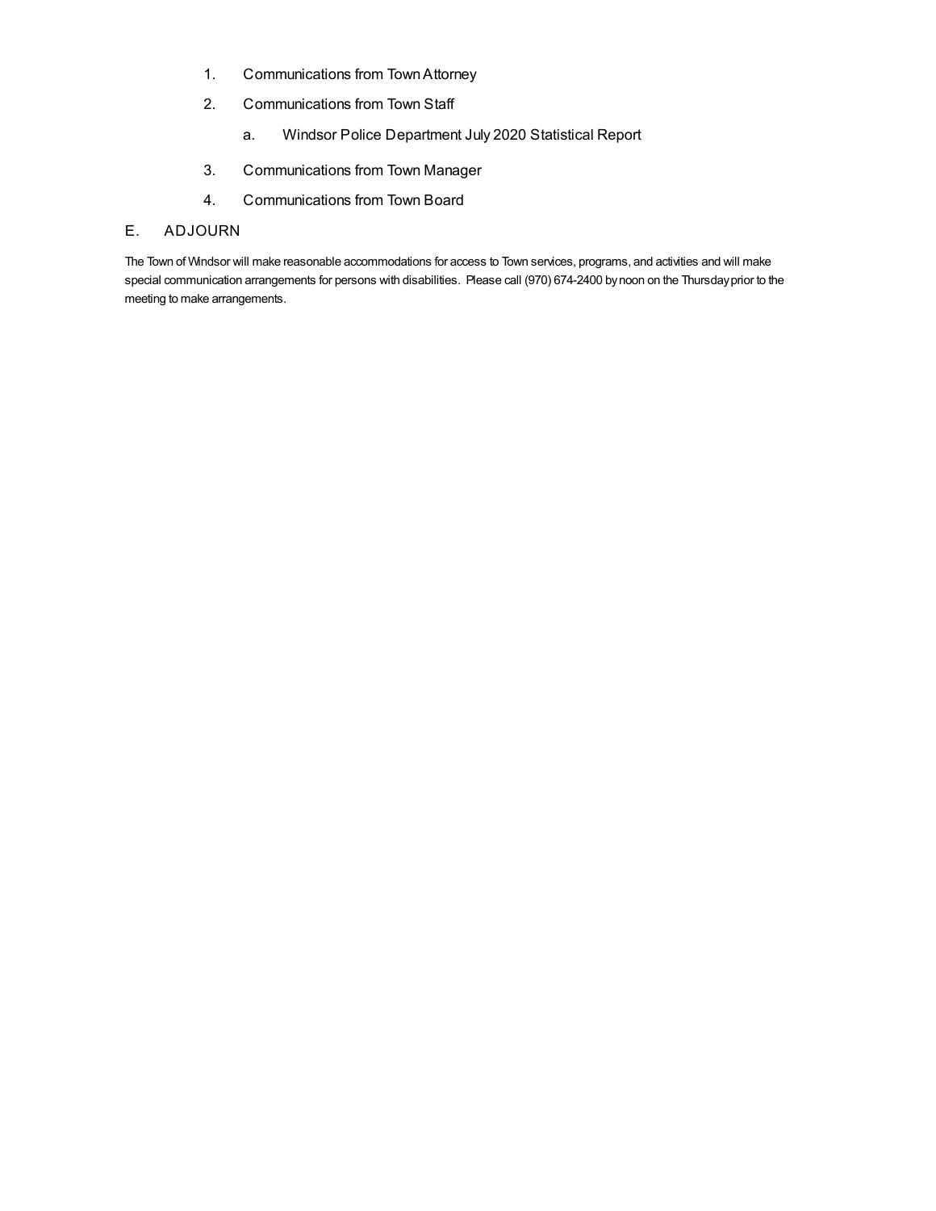1. Communications from Town Attorney
2. Communications from Town Staff
    a. Windsor Police Department July 2020 Statistical Report
3. Communications from Town Manager
4. Communications from Town Board

E. ADJOURN

The Town of Windsor will make reasonable accommodations for access to Town services, programs, and activities and will make special communication arrangements for persons with disabilities. Please call (970) 674-2400 by noon on the Thursday prior to the meeting to make arrangements.